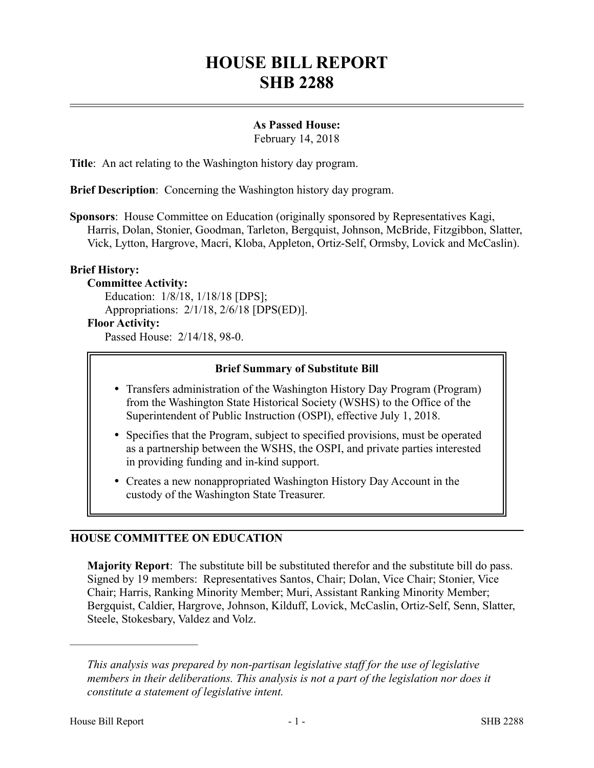# HOUSE BILL REPORT
# SHB 2288

**As Passed House:**
February 14, 2018

**Title**: An act relating to the Washington history day program.

**Brief Description**: Concerning the Washington history day program.

**Sponsors**: House Committee on Education (originally sponsored by Representatives Kagi, Harris, Dolan, Stonier, Goodman, Tarleton, Bergquist, Johnson, McBride, Fitzgibbon, Slatter, Vick, Lytton, Hargrove, Macri, Kloba, Appleton, Ortiz-Self, Ormsby, Lovick and McCaslin).

**Brief History:**

**Committee Activity:**

Education: 1/8/18, 1/18/18 [DPS];

Appropriations: 2/1/18, 2/6/18 [DPS(ED)].

**Floor Activity:**

Passed House: 2/14/18, 98-0.

**Brief Summary of Substitute Bill**

- Transfers administration of the Washington History Day Program (Program) from the Washington State Historical Society (WSHS) to the Office of the Superintendent of Public Instruction (OSPI), effective July 1, 2018.
- Specifies that the Program, subject to specified provisions, must be operated as a partnership between the WSHS, the OSPI, and private parties interested in providing funding and in-kind support.
- Creates a new nonappropriated Washington History Day Account in the custody of the Washington State Treasurer.

## HOUSE COMMITTEE ON EDUCATION

**Majority Report**: The substitute bill be substituted therefor and the substitute bill do pass. Signed by 19 members: Representatives Santos, Chair; Dolan, Vice Chair; Stonier, Vice Chair; Harris, Ranking Minority Member; Muri, Assistant Ranking Minority Member; Bergquist, Caldier, Hargrove, Johnson, Kilduff, Lovick, McCaslin, Ortiz-Self, Senn, Slatter, Steele, Stokesbary, Valdez and Volz.

---

*This analysis was prepared by non-partisan legislative staff for the use of legislative members in their deliberations. This analysis is not a part of the legislation nor does it constitute a statement of legislative intent.*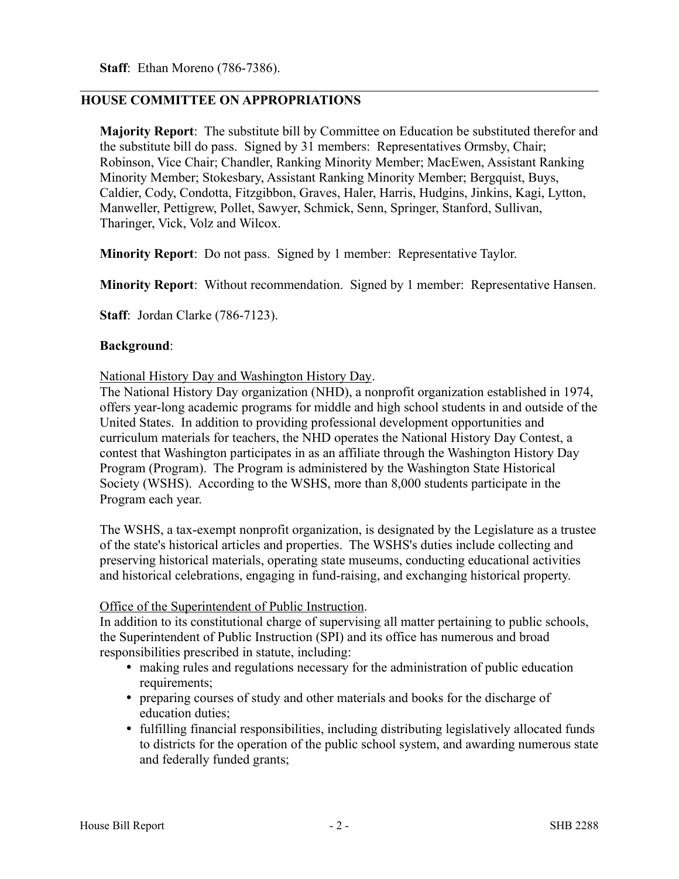**Staff**: Ethan Moreno (786-7386).

---

## HOUSE COMMITTEE ON APPROPRIATIONS

**Majority Report**: The substitute bill by Committee on Education be substituted therefor and the substitute bill do pass. Signed by 31 members: Representatives Ormsby, Chair; Robinson, Vice Chair; Chandler, Ranking Minority Member; MacEwen, Assistant Ranking Minority Member; Stokesbary, Assistant Ranking Minority Member; Bergquist, Buys, Caldier, Cody, Condotta, Fitzgibbon, Graves, Haler, Harris, Hudgins, Jinkins, Kagi, Lytton, Manweller, Pettigrew, Pollet, Sawyer, Schmick, Senn, Springer, Stanford, Sullivan, Tharinger, Vick, Volz and Wilcox.

**Minority Report**: Do not pass. Signed by 1 member: Representative Taylor.

**Minority Report**: Without recommendation. Signed by 1 member: Representative Hansen.

**Staff**: Jordan Clarke (786-7123).

**Background**:

National History Day and Washington History Day.
The National History Day organization (NHD), a nonprofit organization established in 1974, offers year-long academic programs for middle and high school students in and outside of the United States. In addition to providing professional development opportunities and curriculum materials for teachers, the NHD operates the National History Day Contest, a contest that Washington participates in as an affiliate through the Washington History Day Program (Program). The Program is administered by the Washington State Historical Society (WSHS). According to the WSHS, more than 8,000 students participate in the Program each year.

The WSHS, a tax-exempt nonprofit organization, is designated by the Legislature as a trustee of the state's historical articles and properties. The WSHS's duties include collecting and preserving historical materials, operating state museums, conducting educational activities and historical celebrations, engaging in fund-raising, and exchanging historical property.

Office of the Superintendent of Public Instruction.
In addition to its constitutional charge of supervising all matter pertaining to public schools, the Superintendent of Public Instruction (SPI) and its office has numerous and broad responsibilities prescribed in statute, including:

- making rules and regulations necessary for the administration of public education requirements;
- preparing courses of study and other materials and books for the discharge of education duties;
- fulfilling financial responsibilities, including distributing legislatively allocated funds to districts for the operation of the public school system, and awarding numerous state and federally funded grants;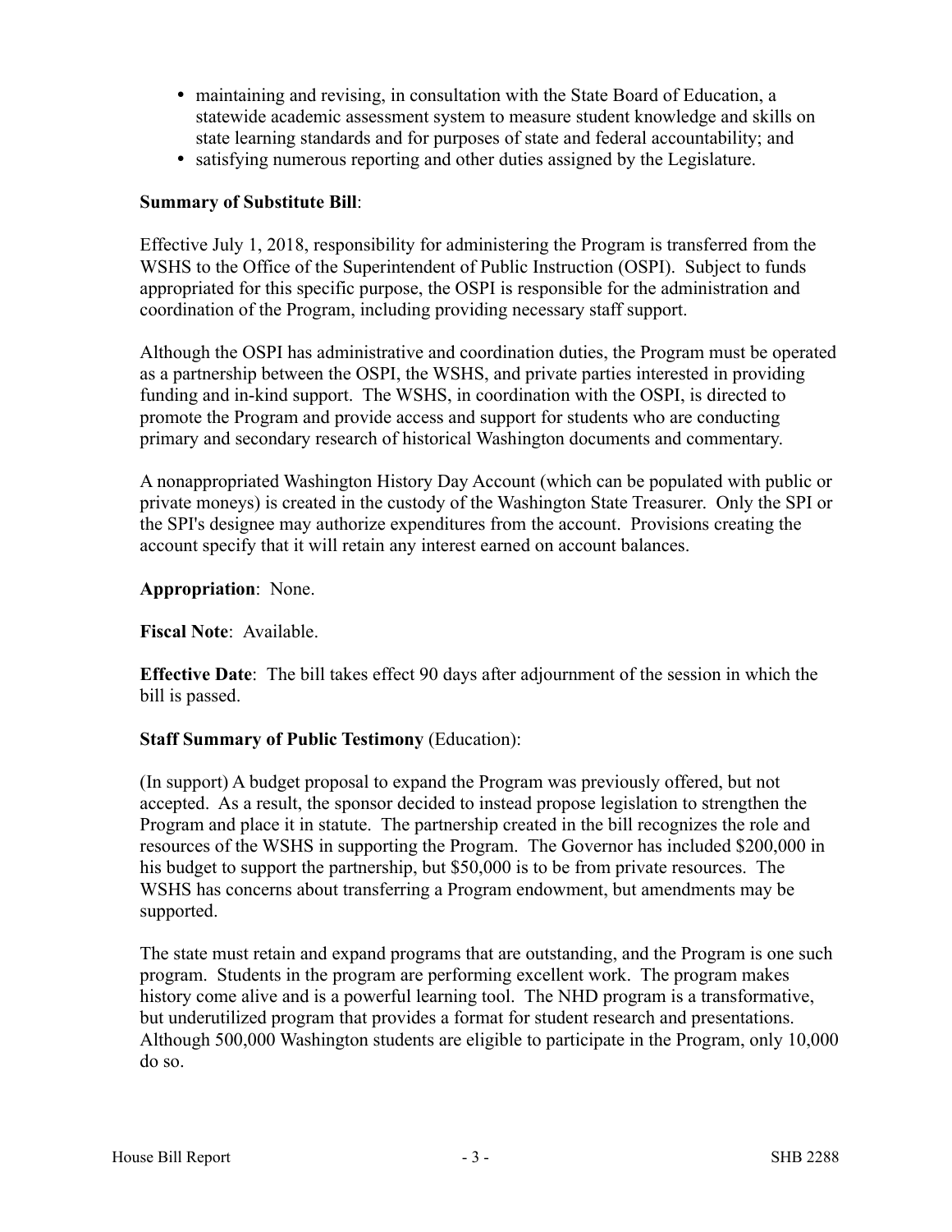- maintaining and revising, in consultation with the State Board of Education, a statewide academic assessment system to measure student knowledge and skills on state learning standards and for purposes of state and federal accountability; and
- satisfying numerous reporting and other duties assigned by the Legislature.

**Summary of Substitute Bill**:

Effective July 1, 2018, responsibility for administering the Program is transferred from the WSHS to the Office of the Superintendent of Public Instruction (OSPI). Subject to funds appropriated for this specific purpose, the OSPI is responsible for the administration and coordination of the Program, including providing necessary staff support.

Although the OSPI has administrative and coordination duties, the Program must be operated as a partnership between the OSPI, the WSHS, and private parties interested in providing funding and in-kind support. The WSHS, in coordination with the OSPI, is directed to promote the Program and provide access and support for students who are conducting primary and secondary research of historical Washington documents and commentary.

A nonappropriated Washington History Day Account (which can be populated with public or private moneys) is created in the custody of the Washington State Treasurer. Only the SPI or the SPI's designee may authorize expenditures from the account. Provisions creating the account specify that it will retain any interest earned on account balances.

**Appropriation**: None.

**Fiscal Note**: Available.

**Effective Date**: The bill takes effect 90 days after adjournment of the session in which the bill is passed.

**Staff Summary of Public Testimony** (Education):

(In support) A budget proposal to expand the Program was previously offered, but not accepted. As a result, the sponsor decided to instead propose legislation to strengthen the Program and place it in statute. The partnership created in the bill recognizes the role and resources of the WSHS in supporting the Program. The Governor has included $200,000 in his budget to support the partnership, but $50,000 is to be from private resources. The WSHS has concerns about transferring a Program endowment, but amendments may be supported.

The state must retain and expand programs that are outstanding, and the Program is one such program. Students in the program are performing excellent work. The program makes history come alive and is a powerful learning tool. The NHD program is a transformative, but underutilized program that provides a format for student research and presentations. Although 500,000 Washington students are eligible to participate in the Program, only 10,000 do so.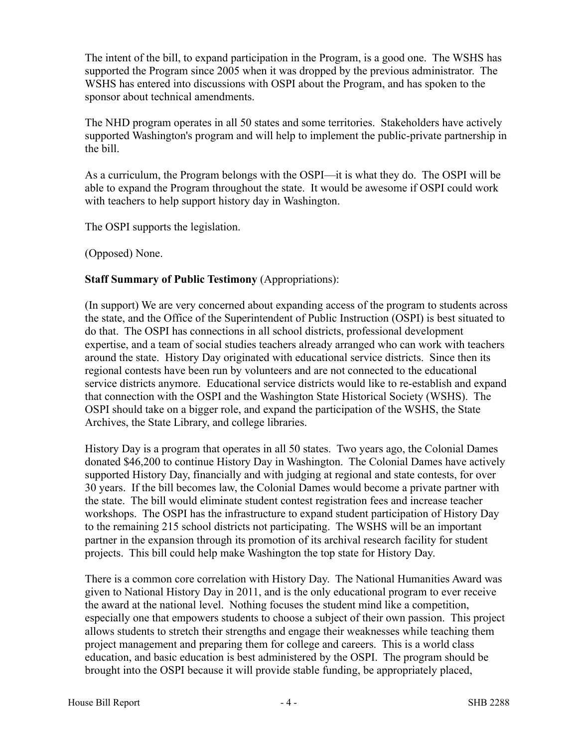The intent of the bill, to expand participation in the Program, is a good one. The WSHS has supported the Program since 2005 when it was dropped by the previous administrator. The WSHS has entered into discussions with OSPI about the Program, and has spoken to the sponsor about technical amendments.

The NHD program operates in all 50 states and some territories. Stakeholders have actively supported Washington's program and will help to implement the public-private partnership in the bill.

As a curriculum, the Program belongs with the OSPI—it is what they do. The OSPI will be able to expand the Program throughout the state. It would be awesome if OSPI could work with teachers to help support history day in Washington.

The OSPI supports the legislation.

(Opposed) None.

**Staff Summary of Public Testimony** (Appropriations):

(In support) We are very concerned about expanding access of the program to students across the state, and the Office of the Superintendent of Public Instruction (OSPI) is best situated to do that. The OSPI has connections in all school districts, professional development expertise, and a team of social studies teachers already arranged who can work with teachers around the state. History Day originated with educational service districts. Since then its regional contests have been run by volunteers and are not connected to the educational service districts anymore. Educational service districts would like to re-establish and expand that connection with the OSPI and the Washington State Historical Society (WSHS). The OSPI should take on a bigger role, and expand the participation of the WSHS, the State Archives, the State Library, and college libraries.

History Day is a program that operates in all 50 states. Two years ago, the Colonial Dames donated $46,200 to continue History Day in Washington. The Colonial Dames have actively supported History Day, financially and with judging at regional and state contests, for over 30 years. If the bill becomes law, the Colonial Dames would become a private partner with the state. The bill would eliminate student contest registration fees and increase teacher workshops. The OSPI has the infrastructure to expand student participation of History Day to the remaining 215 school districts not participating. The WSHS will be an important partner in the expansion through its promotion of its archival research facility for student projects. This bill could help make Washington the top state for History Day.

There is a common core correlation with History Day. The National Humanities Award was given to National History Day in 2011, and is the only educational program to ever receive the award at the national level. Nothing focuses the student mind like a competition, especially one that empowers students to choose a subject of their own passion. This project allows students to stretch their strengths and engage their weaknesses while teaching them project management and preparing them for college and careers. This is a world class education, and basic education is best administered by the OSPI. The program should be brought into the OSPI because it will provide stable funding, be appropriately placed,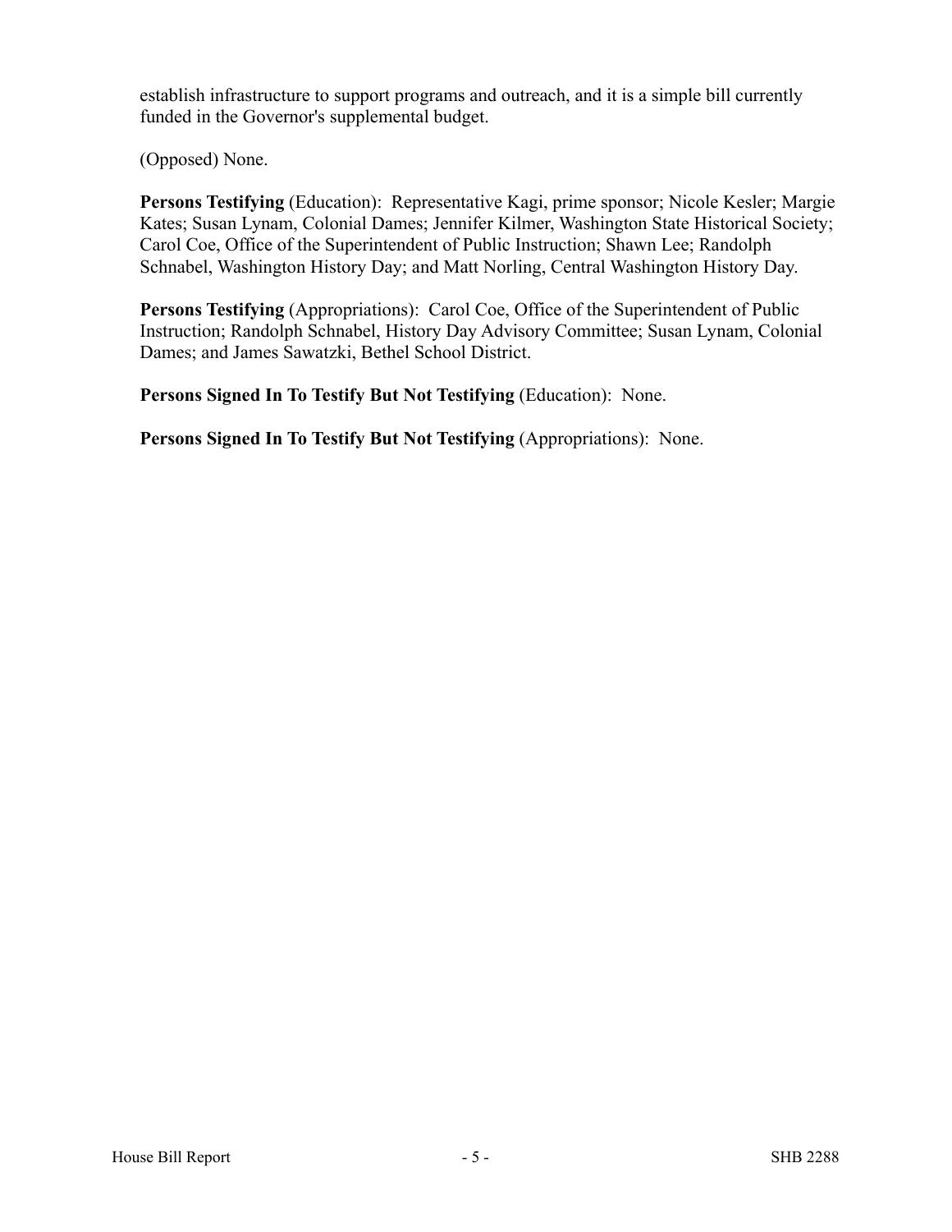establish infrastructure to support programs and outreach, and it is a simple bill currently funded in the Governor's supplemental budget.

(Opposed) None.

**Persons Testifying** (Education): Representative Kagi, prime sponsor; Nicole Kesler; Margie Kates; Susan Lynam, Colonial Dames; Jennifer Kilmer, Washington State Historical Society; Carol Coe, Office of the Superintendent of Public Instruction; Shawn Lee; Randolph Schnabel, Washington History Day; and Matt Norling, Central Washington History Day.

**Persons Testifying** (Appropriations): Carol Coe, Office of the Superintendent of Public Instruction; Randolph Schnabel, History Day Advisory Committee; Susan Lynam, Colonial Dames; and James Sawatzki, Bethel School District.

**Persons Signed In To Testify But Not Testifying** (Education): None.

**Persons Signed In To Testify But Not Testifying** (Appropriations): None.